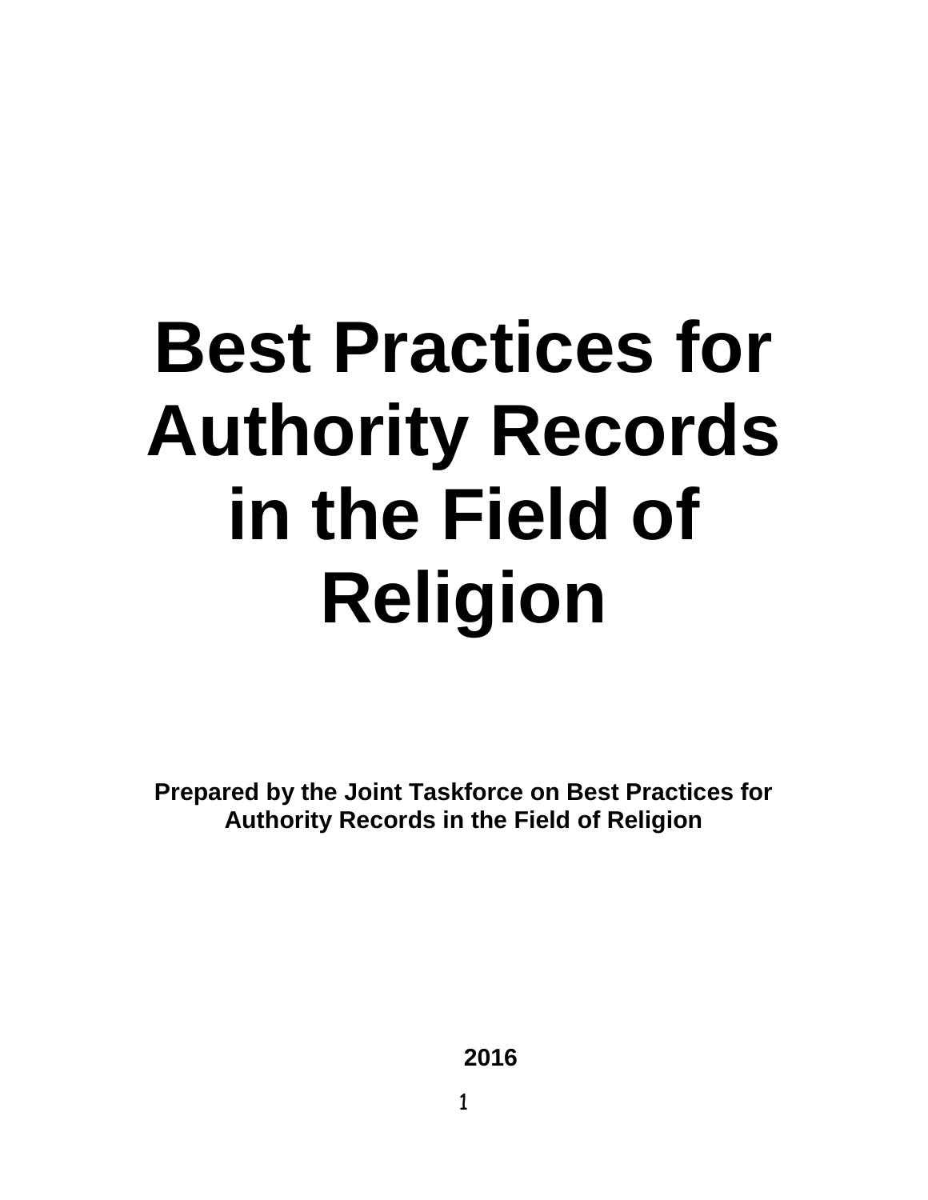# Best Practices for Authority Records in the Field of Religion

**Prepared by the Joint Taskforce on Best Practices for Authority Records in the Field of Religion**

**2016**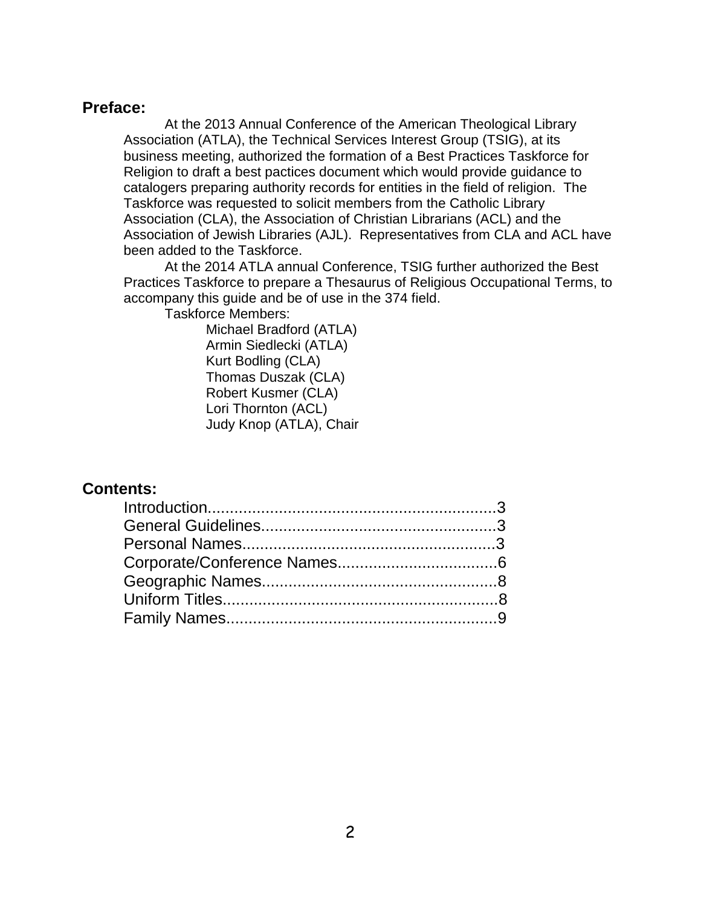## Preface:

At the 2013 Annual Conference of the American Theological Library Association (ATLA), the Technical Services Interest Group (TSIG), at its business meeting, authorized the formation of a Best Practices Taskforce for Religion to draft a best pactices document which would provide guidance to catalogers preparing authority records for entities in the field of religion. The Taskforce was requested to solicit members from the Catholic Library Association (CLA), the Association of Christian Librarians (ACL) and the Association of Jewish Libraries (AJL). Representatives from CLA and ACL have been added to the Taskforce.

At the 2014 ATLA annual Conference, TSIG further authorized the Best Practices Taskforce to prepare a Thesaurus of Religious Occupational Terms, to accompany this guide and be of use in the 374 field.

Taskforce Members:

- Michael Bradford (ATLA)
- Armin Siedlecki (ATLA)
- Kurt Bodling (CLA)
- Thomas Duszak (CLA)
- Robert Kusmer (CLA)
- Lori Thornton (ACL)
- Judy Knop (ATLA), Chair

## Contents:

Introduction................................................................3
General Guidelines....................................................3
Personal Names........................................................3
Corporate/Conference Names...................................6
Geographic Names....................................................8
Uniform Titles.............................................................8
Family Names............................................................9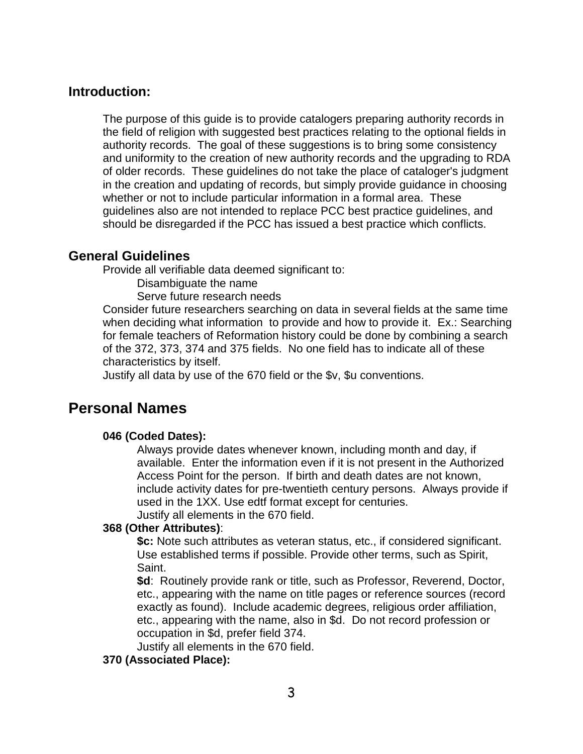## Introduction:

The purpose of this guide is to provide catalogers preparing authority records in the field of religion with suggested best practices relating to the optional fields in authority records. The goal of these suggestions is to bring some consistency and uniformity to the creation of new authority records and the upgrading to RDA of older records. These guidelines do not take the place of cataloger's judgment in the creation and updating of records, but simply provide guidance in choosing whether or not to include particular information in a formal area. These guidelines also are not intended to replace PCC best practice guidelines, and should be disregarded if the PCC has issued a best practice which conflicts.

## General Guidelines

Provide all verifiable data deemed significant to:

- Disambiguate the name
- Serve future research needs

Consider future researchers searching on data in several fields at the same time when deciding what information to provide and how to provide it. Ex.: Searching for female teachers of Reformation history could be done by combining a search of the 372, 373, 374 and 375 fields. No one field has to indicate all of these characteristics by itself.

Justify all data by use of the 670 field or the $v, $u conventions.

# Personal Names

**046 (Coded Dates):**

Always provide dates whenever known, including month and day, if available. Enter the information even if it is not present in the Authorized Access Point for the person. If birth and death dates are not known, include activity dates for pre-twentieth century persons. Always provide if used in the 1XX. Use edtf format except for centuries.

Justify all elements in the 670 field.

**368 (Other Attributes)**:

**$c:** Note such attributes as veteran status, etc., if considered significant. Use established terms if possible. Provide other terms, such as Spirit, Saint.

**$d**: Routinely provide rank or title, such as Professor, Reverend, Doctor, etc., appearing with the name on title pages or reference sources (record exactly as found). Include academic degrees, religious order affiliation, etc., appearing with the name, also in $d. Do not record profession or occupation in $d, prefer field 374.

Justify all elements in the 670 field.

**370 (Associated Place):**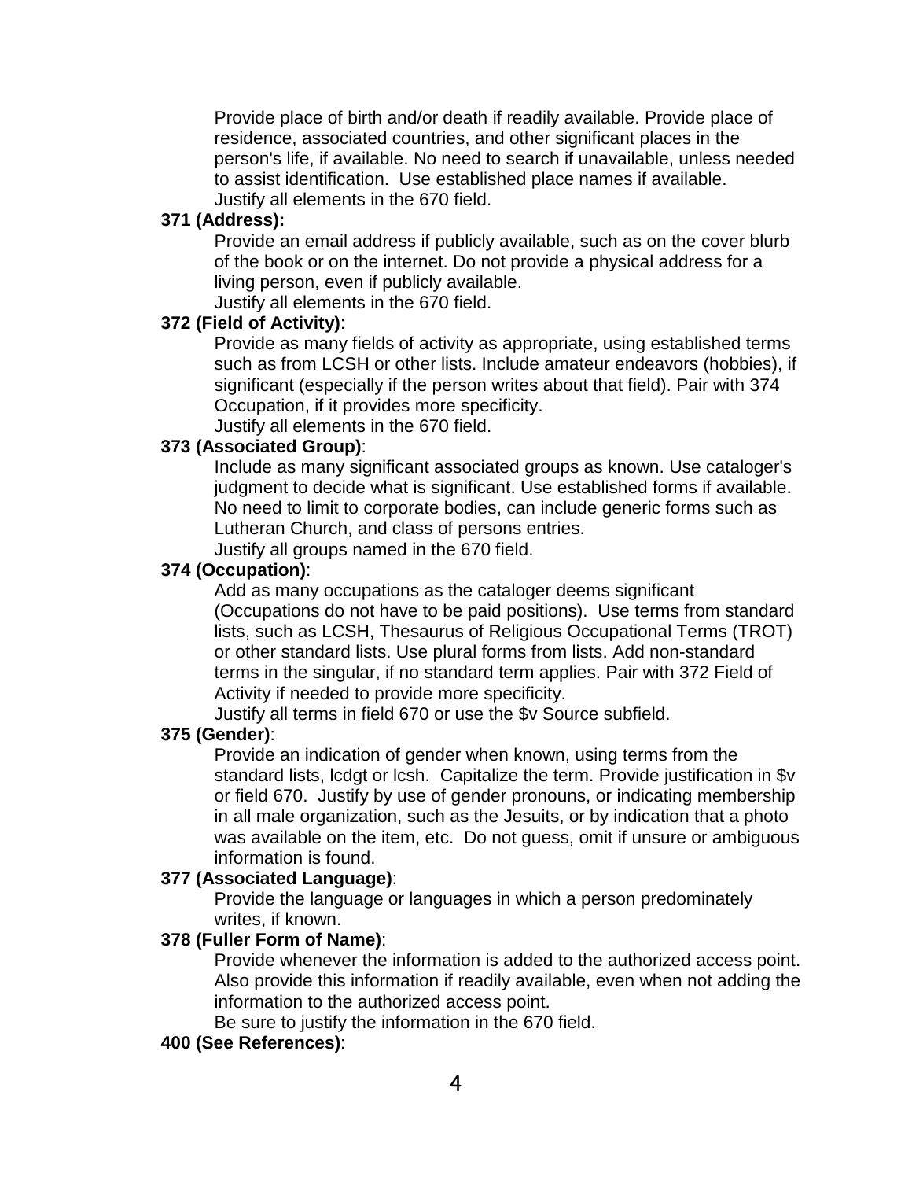Provide place of birth and/or death if readily available. Provide place of residence, associated countries, and other significant places in the person's life, if available. No need to search if unavailable, unless needed to assist identification. Use established place names if available.
Justify all elements in the 670 field.

**371 (Address):**

Provide an email address if publicly available, such as on the cover blurb of the book or on the internet. Do not provide a physical address for a living person, even if publicly available.
Justify all elements in the 670 field.

**372 (Field of Activity)**:

Provide as many fields of activity as appropriate, using established terms such as from LCSH or other lists. Include amateur endeavors (hobbies), if significant (especially if the person writes about that field). Pair with 374 Occupation, if it provides more specificity.
Justify all elements in the 670 field.

**373 (Associated Group)**:

Include as many significant associated groups as known. Use cataloger's judgment to decide what is significant. Use established forms if available. No need to limit to corporate bodies, can include generic forms such as Lutheran Church, and class of persons entries.
Justify all groups named in the 670 field.

**374 (Occupation)**:

Add as many occupations as the cataloger deems significant (Occupations do not have to be paid positions). Use terms from standard lists, such as LCSH, Thesaurus of Religious Occupational Terms (TROT) or other standard lists. Use plural forms from lists. Add non-standard terms in the singular, if no standard term applies. Pair with 372 Field of Activity if needed to provide more specificity.
Justify all terms in field 670 or use the $v Source subfield.

**375 (Gender)**:

Provide an indication of gender when known, using terms from the standard lists, lcdgt or lcsh. Capitalize the term. Provide justification in $v or field 670. Justify by use of gender pronouns, or indicating membership in all male organization, such as the Jesuits, or by indication that a photo was available on the item, etc. Do not guess, omit if unsure or ambiguous information is found.

**377 (Associated Language)**:

Provide the language or languages in which a person predominately writes, if known.

**378 (Fuller Form of Name)**:

Provide whenever the information is added to the authorized access point. Also provide this information if readily available, even when not adding the information to the authorized access point.
Be sure to justify the information in the 670 field.

**400 (See References)**: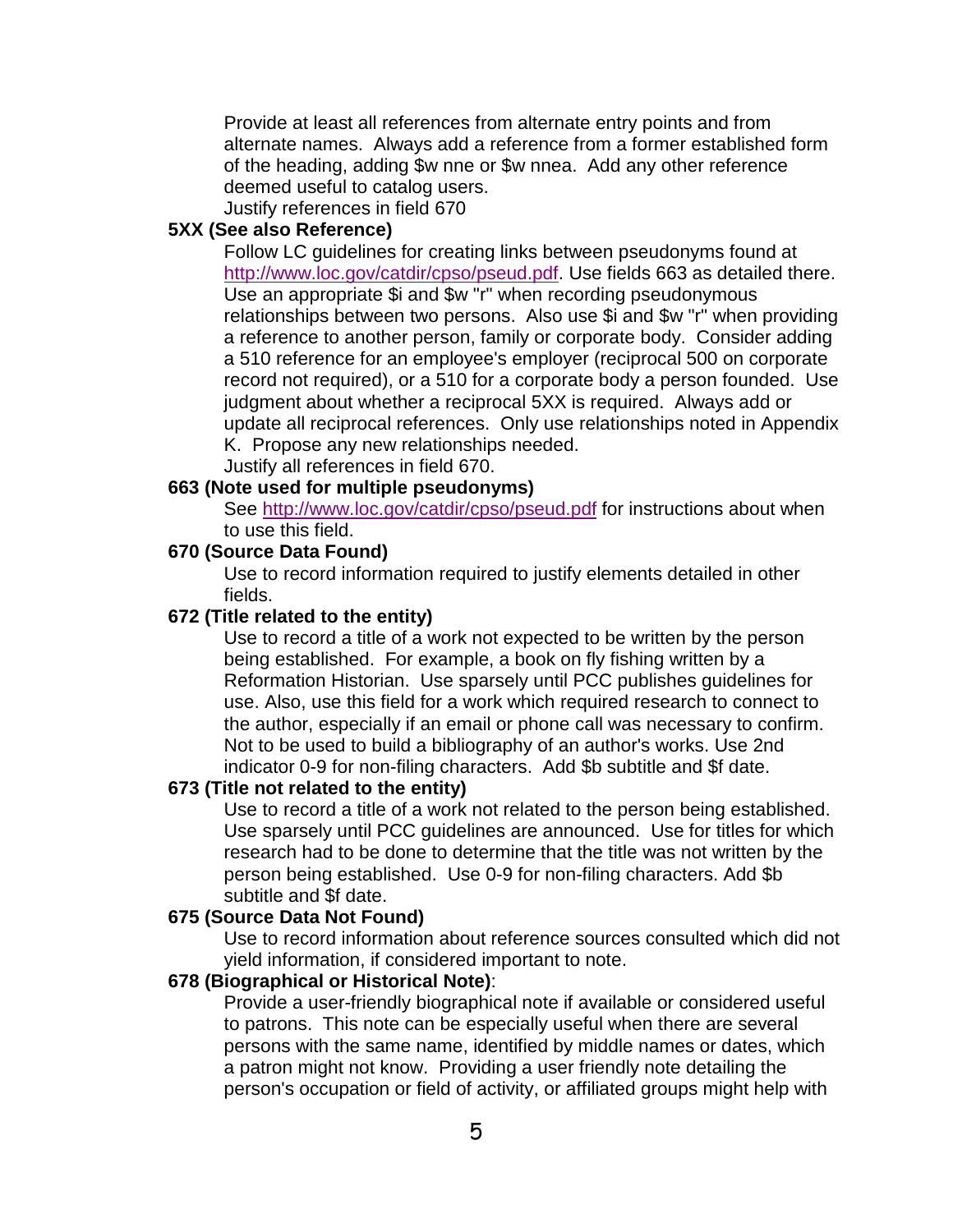Provide at least all references from alternate entry points and from alternate names. Always add a reference from a former established form of the heading, adding $w nne or $w nnea. Add any other reference deemed useful to catalog users.
Justify references in field 670

**5XX (See also Reference)**

Follow LC guidelines for creating links between pseudonyms found at [http://www.loc.gov/catdir/cpso/pseud.pdf](http://www.loc.gov/catdir/cpso/pseud.pdf). Use fields 663 as detailed there. Use an appropriate $i and $w "r" when recording pseudonymous relationships between two persons. Also use $i and $w "r" when providing a reference to another person, family or corporate body. Consider adding a 510 reference for an employee's employer (reciprocal 500 on corporate record not required), or a 510 for a corporate body a person founded. Use judgment about whether a reciprocal 5XX is required. Always add or update all reciprocal references. Only use relationships noted in Appendix K. Propose any new relationships needed.
Justify all references in field 670.

**663 (Note used for multiple pseudonyms)**

See [http://www.loc.gov/catdir/cpso/pseud.pdf](http://www.loc.gov/catdir/cpso/pseud.pdf) for instructions about when to use this field.

**670 (Source Data Found)**

Use to record information required to justify elements detailed in other fields.

**672 (Title related to the entity)**

Use to record a title of a work not expected to be written by the person being established. For example, a book on fly fishing written by a Reformation Historian. Use sparsely until PCC publishes guidelines for use. Also, use this field for a work which required research to connect to the author, especially if an email or phone call was necessary to confirm. Not to be used to build a bibliography of an author's works. Use 2nd indicator 0-9 for non-filing characters. Add $b subtitle and $f date.

**673 (Title not related to the entity)**

Use to record a title of a work not related to the person being established. Use sparsely until PCC guidelines are announced. Use for titles for which research had to be done to determine that the title was not written by the person being established. Use 0-9 for non-filing characters. Add $b subtitle and $f date.

**675 (Source Data Not Found)**

Use to record information about reference sources consulted which did not yield information, if considered important to note.

**678 (Biographical or Historical Note)**:

Provide a user-friendly biographical note if available or considered useful to patrons. This note can be especially useful when there are several persons with the same name, identified by middle names or dates, which a patron might not know. Providing a user friendly note detailing the person's occupation or field of activity, or affiliated groups might help with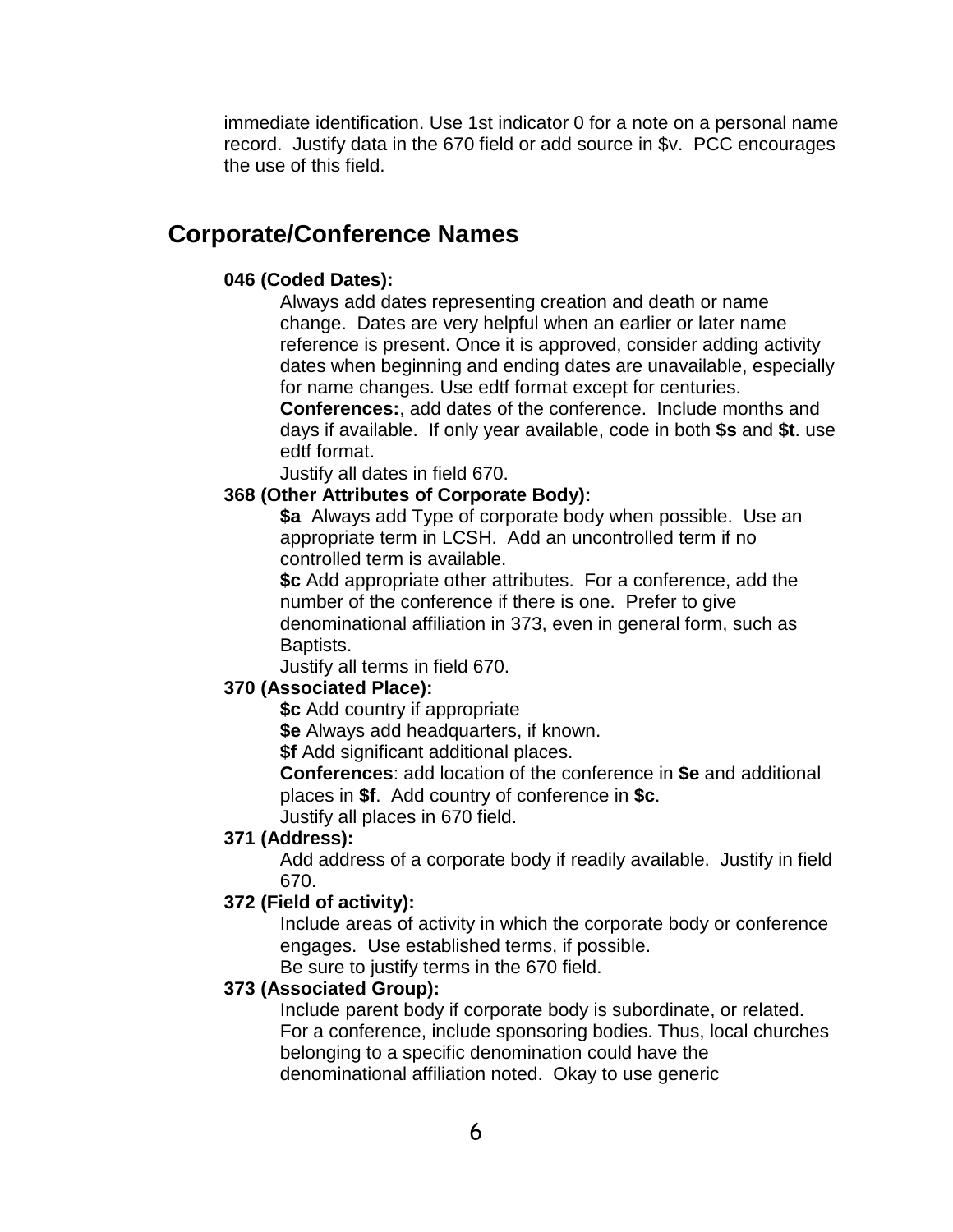immediate identification. Use 1st indicator 0 for a note on a personal name record. Justify data in the 670 field or add source in $v. PCC encourages the use of this field.

## Corporate/Conference Names

**046 (Coded Dates):**

Always add dates representing creation and death or name change. Dates are very helpful when an earlier or later name reference is present. Once it is approved, consider adding activity dates when beginning and ending dates are unavailable, especially for name changes. Use edtf format except for centuries.
**Conferences:**, add dates of the conference. Include months and days if available. If only year available, code in both **$s** and **$t**. use edtf format.
Justify all dates in field 670.

**368 (Other Attributes of Corporate Body):**

**$a** Always add Type of corporate body when possible. Use an appropriate term in LCSH. Add an uncontrolled term if no controlled term is available.
**$c** Add appropriate other attributes. For a conference, add the number of the conference if there is one. Prefer to give denominational affiliation in 373, even in general form, such as Baptists.
Justify all terms in field 670.

**370 (Associated Place):**

**$c** Add country if appropriate
**$e** Always add headquarters, if known.
**$f** Add significant additional places.
**Conferences**: add location of the conference in **$e** and additional places in **$f**. Add country of conference in **$c**.
Justify all places in 670 field.

**371 (Address):**

Add address of a corporate body if readily available. Justify in field 670.

**372 (Field of activity):**

Include areas of activity in which the corporate body or conference engages. Use established terms, if possible.
Be sure to justify terms in the 670 field.

**373 (Associated Group):**

Include parent body if corporate body is subordinate, or related. For a conference, include sponsoring bodies. Thus, local churches belonging to a specific denomination could have the denominational affiliation noted. Okay to use generic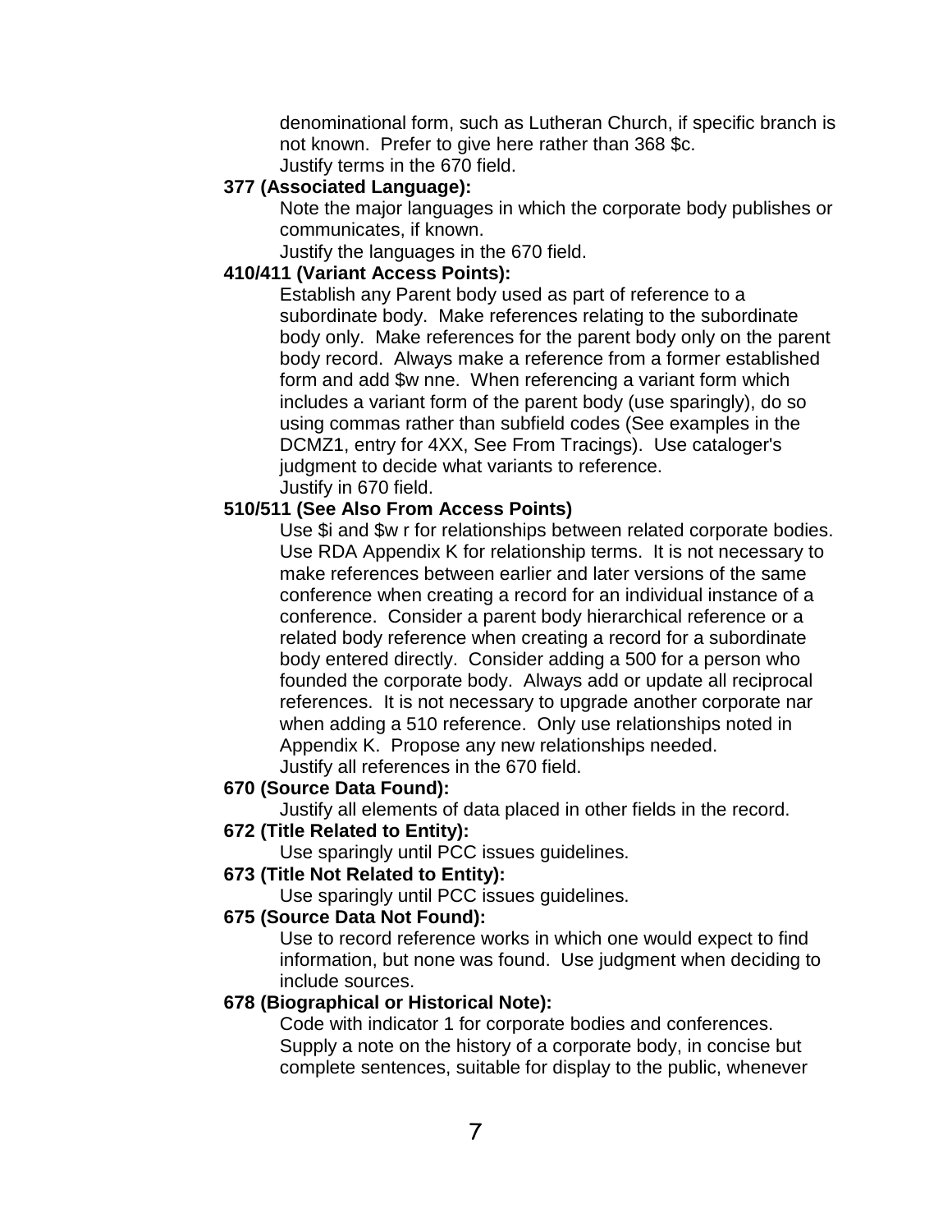denominational form, such as Lutheran Church, if specific branch is not known. Prefer to give here rather than 368 $c.
Justify terms in the 670 field.

**377 (Associated Language):**

Note the major languages in which the corporate body publishes or communicates, if known.
Justify the languages in the 670 field.

**410/411 (Variant Access Points):**

Establish any Parent body used as part of reference to a subordinate body. Make references relating to the subordinate body only. Make references for the parent body only on the parent body record. Always make a reference from a former established form and add $w nne. When referencing a variant form which includes a variant form of the parent body (use sparingly), do so using commas rather than subfield codes (See examples in the DCMZ1, entry for 4XX, See From Tracings). Use cataloger's judgment to decide what variants to reference.
Justify in 670 field.

**510/511 (See Also From Access Points)**

Use $i and $w r for relationships between related corporate bodies. Use RDA Appendix K for relationship terms. It is not necessary to make references between earlier and later versions of the same conference when creating a record for an individual instance of a conference. Consider a parent body hierarchical reference or a related body reference when creating a record for a subordinate body entered directly. Consider adding a 500 for a person who founded the corporate body. Always add or update all reciprocal references. It is not necessary to upgrade another corporate nar when adding a 510 reference. Only use relationships noted in Appendix K. Propose any new relationships needed.
Justify all references in the 670 field.

**670 (Source Data Found):**

Justify all elements of data placed in other fields in the record.

**672 (Title Related to Entity):**

Use sparingly until PCC issues guidelines.

**673 (Title Not Related to Entity):**

Use sparingly until PCC issues guidelines.

**675 (Source Data Not Found):**

Use to record reference works in which one would expect to find information, but none was found. Use judgment when deciding to include sources.

**678 (Biographical or Historical Note):**

Code with indicator 1 for corporate bodies and conferences. Supply a note on the history of a corporate body, in concise but complete sentences, suitable for display to the public, whenever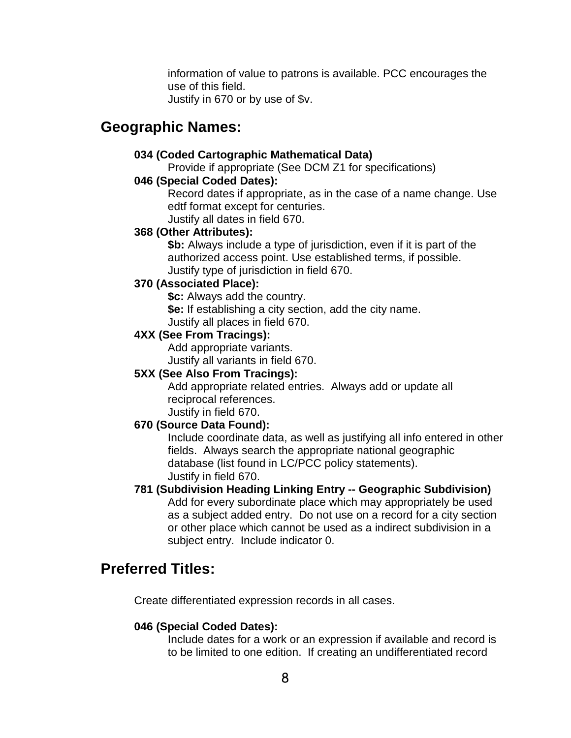information of value to patrons is available. PCC encourages the use of this field.
Justify in 670 or by use of $v.

## Geographic Names:

**034 (Coded Cartographic Mathematical Data)**
Provide if appropriate (See DCM Z1 for specifications)

**046 (Special Coded Dates):**
Record dates if appropriate, as in the case of a name change. Use edtf format except for centuries.
Justify all dates in field 670.

**368 (Other Attributes):**
**$b:** Always include a type of jurisdiction, even if it is part of the authorized access point. Use established terms, if possible.
Justify type of jurisdiction in field 670.

**370 (Associated Place):**
**$c:** Always add the country.
**$e:** If establishing a city section, add the city name.
Justify all places in field 670.

**4XX (See From Tracings):**
Add appropriate variants.
Justify all variants in field 670.

**5XX (See Also From Tracings):**
Add appropriate related entries. Always add or update all reciprocal references.
Justify in field 670.

**670 (Source Data Found):**
Include coordinate data, as well as justifying all info entered in other fields. Always search the appropriate national geographic database (list found in LC/PCC policy statements).
Justify in field 670.

**781 (Subdivision Heading Linking Entry -- Geographic Subdivision)**
Add for every subordinate place which may appropriately be used as a subject added entry. Do not use on a record for a city section or other place which cannot be used as a indirect subdivision in a subject entry. Include indicator 0.

## Preferred Titles:

Create differentiated expression records in all cases.

**046 (Special Coded Dates):**
Include dates for a work or an expression if available and record is to be limited to one edition. If creating an undifferentiated record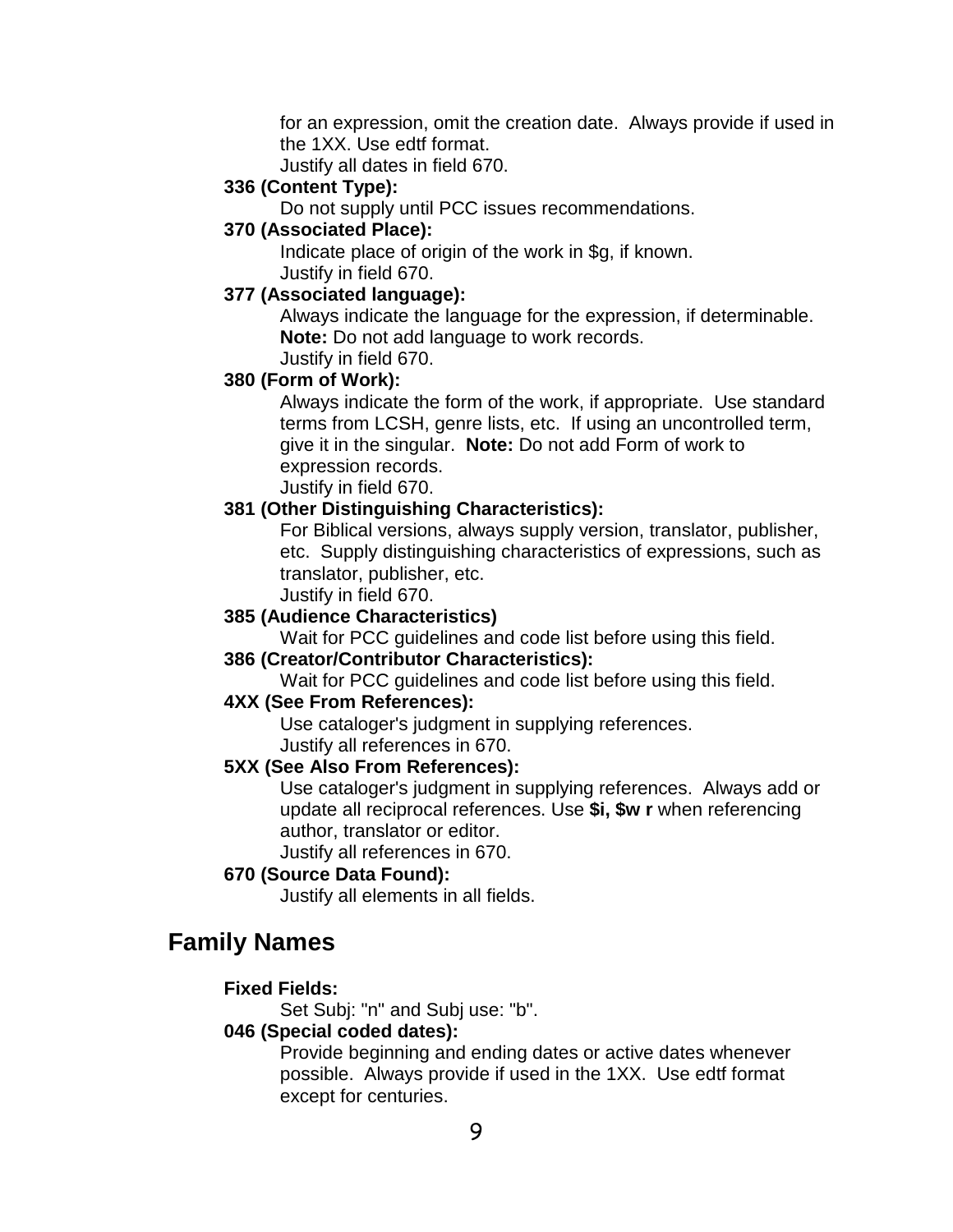for an expression, omit the creation date. Always provide if used in the 1XX. Use edtf format.
Justify all dates in field 670.

**336 (Content Type):**
Do not supply until PCC issues recommendations.

**370 (Associated Place):**
Indicate place of origin of the work in $g, if known.
Justify in field 670.

**377 (Associated language):**
Always indicate the language for the expression, if determinable.
**Note:** Do not add language to work records.
Justify in field 670.

**380 (Form of Work):**
Always indicate the form of the work, if appropriate. Use standard terms from LCSH, genre lists, etc. If using an uncontrolled term, give it in the singular. **Note:** Do not add Form of work to expression records.
Justify in field 670.

**381 (Other Distinguishing Characteristics):**
For Biblical versions, always supply version, translator, publisher, etc. Supply distinguishing characteristics of expressions, such as translator, publisher, etc.
Justify in field 670.

**385 (Audience Characteristics)**
Wait for PCC guidelines and code list before using this field.

**386 (Creator/Contributor Characteristics):**
Wait for PCC guidelines and code list before using this field.

**4XX (See From References):**
Use cataloger's judgment in supplying references.
Justify all references in 670.

**5XX (See Also From References):**
Use cataloger's judgment in supplying references. Always add or update all reciprocal references. Use **$i, $w r** when referencing author, translator or editor.
Justify all references in 670.

**670 (Source Data Found):**
Justify all elements in all fields.

## Family Names

**Fixed Fields:**
Set Subj: "n" and Subj use: "b".

**046 (Special coded dates):**
Provide beginning and ending dates or active dates whenever possible. Always provide if used in the 1XX. Use edtf format except for centuries.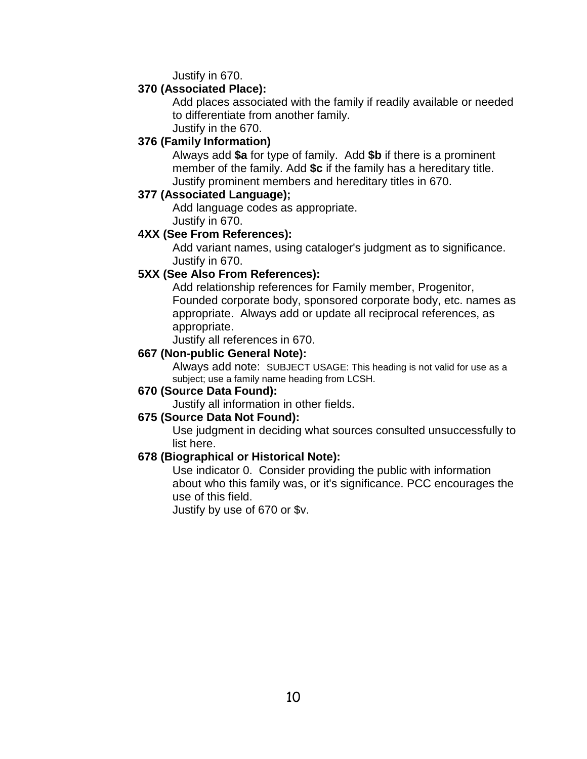Justify in 670.

**370 (Associated Place):**

Add places associated with the family if readily available or needed to differentiate from another family.
Justify in the 670.

**376 (Family Information)**

Always add **$a** for type of family. Add **$b** if there is a prominent member of the family. Add **$c** if the family has a hereditary title.
Justify prominent members and hereditary titles in 670.

**377 (Associated Language);**

Add language codes as appropriate.
Justify in 670.

**4XX (See From References):**

Add variant names, using cataloger's judgment as to significance.
Justify in 670.

**5XX (See Also From References):**

Add relationship references for Family member, Progenitor, Founded corporate body, sponsored corporate body, etc. names as appropriate. Always add or update all reciprocal references, as appropriate.
Justify all references in 670.

**667 (Non-public General Note):**

Always add note: SUBJECT USAGE: This heading is not valid for use as a subject; use a family name heading from LCSH.

**670 (Source Data Found):**

Justify all information in other fields.

**675 (Source Data Not Found):**

Use judgment in deciding what sources consulted unsuccessfully to list here.

**678 (Biographical or Historical Note):**

Use indicator 0. Consider providing the public with information about who this family was, or it's significance. PCC encourages the use of this field.
Justify by use of 670 or $v.